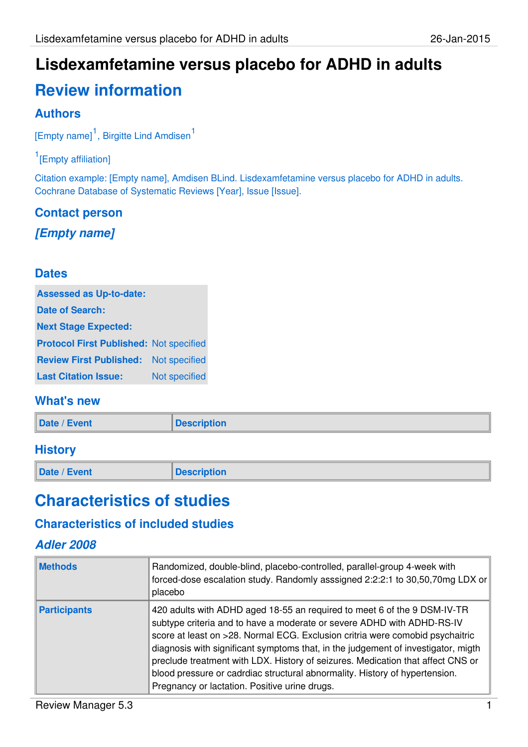# Lisdexamfetamine versus placebo for ADHD in adults

## Review information

### Authors

[Empty name][1], Birgitte Lind Amdisen[1]

[1][Empty affiliation]

Citation example: [Empty name], Amdisen BLind. Lisdexamfetamine versus placebo for ADHD in adults. Cochrane Database of Systematic Reviews [Year], Issue [Issue].

### Contact person

***[Empty name]***

### Dates

| | |
|---|---|
| **Assessed as Up-to-date:** | |
| **Date of Search:** | |
| **Next Stage Expected:** | |
| **Protocol First Published:** | Not specified |
| **Review First Published:** | Not specified |
| **Last Citation Issue:** | Not specified |

### What's new

| Date / Event | Description |
|---|---|

### History

| Date / Event | Description |
|---|---|

## Characteristics of studies

### Characteristics of included studies

#### *Adler 2008*

| | |
|---|---|
| **Methods** | Randomized, double-blind, placebo-controlled, parallel-group 4-week with forced-dose escalation study. Randomly asssigned 2:2:2:1 to 30,50,70mg LDX or placebo |
| **Participants** | 420 adults with ADHD aged 18-55 an required to meet 6 of the 9 DSM-IV-TR subtype criteria and to have a moderate or severe ADHD with ADHD-RS-IV score at least on >28. Normal ECG. Exclusion critria were comobid psychaitric diagnosis with significant symptoms that, in the judgement of investigator, migth preclude treatment with LDX. History of seizures. Medication that affect CNS or blood pressure or cadrdiac structural abnormality. History of hypertension. Pregnancy or lactation. Positive urine drugs. |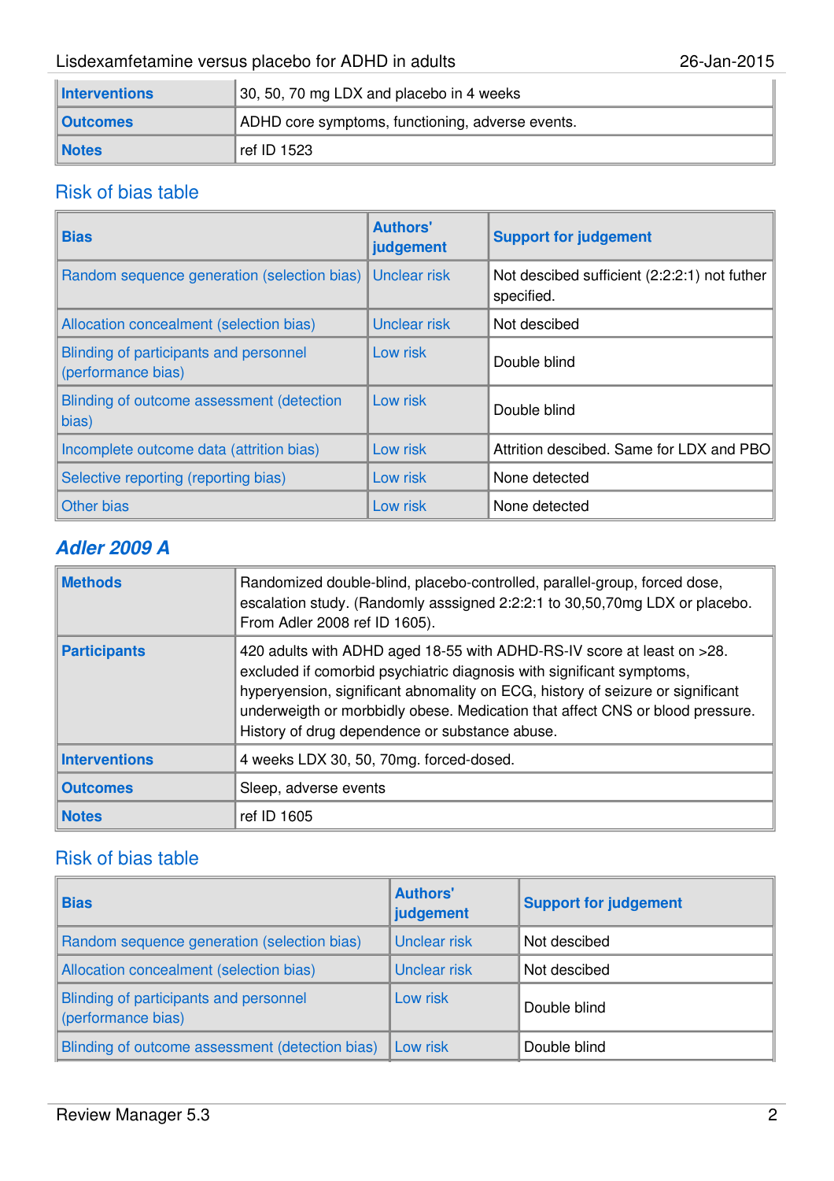| | |
|---|---|
| **Interventions** | 30, 50, 70 mg LDX and placebo in 4 weeks |
| **Outcomes** | ADHD core symptoms, functioning, adverse events. |
| **Notes** | ref ID 1523 |

## Risk of bias table

| Bias | Authors' judgement | Support for judgement |
|---|---|---|
| Random sequence generation (selection bias) | Unclear risk | Not descibed sufficient (2:2:2:1) not futher specified. |
| Allocation concealment (selection bias) | Unclear risk | Not descibed |
| Blinding of participants and personnel (performance bias) | Low risk | Double blind |
| Blinding of outcome assessment (detection bias) | Low risk | Double blind |
| Incomplete outcome data (attrition bias) | Low risk | Attrition descibed. Same for LDX and PBO |
| Selective reporting (reporting bias) | Low risk | None detected |
| Other bias | Low risk | None detected |

## *Adler 2009 A*

| | |
|---|---|
| **Methods** | Randomized double-blind, placebo-controlled, parallel-group, forced dose, escalation study. (Randomly asssigned 2:2:2:1 to 30,50,70mg LDX or placebo. From Adler 2008 ref ID 1605). |
| **Participants** | 420 adults with ADHD aged 18-55 with ADHD-RS-IV score at least on >28. excluded if comorbid psychiatric diagnosis with significant symptoms, hyperyension, significant abnomality on ECG, history of seizure or significant underweigth or morbbidly obese. Medication that affect CNS or blood pressure. History of drug dependence or substance abuse. |
| **Interventions** | 4 weeks LDX 30, 50, 70mg. forced-dosed. |
| **Outcomes** | Sleep, adverse events |
| **Notes** | ref ID 1605 |

## Risk of bias table

| Bias | Authors' judgement | Support for judgement |
|---|---|---|
| Random sequence generation (selection bias) | Unclear risk | Not descibed |
| Allocation concealment (selection bias) | Unclear risk | Not descibed |
| Blinding of participants and personnel (performance bias) | Low risk | Double blind |
| Blinding of outcome assessment (detection bias) | Low risk | Double blind |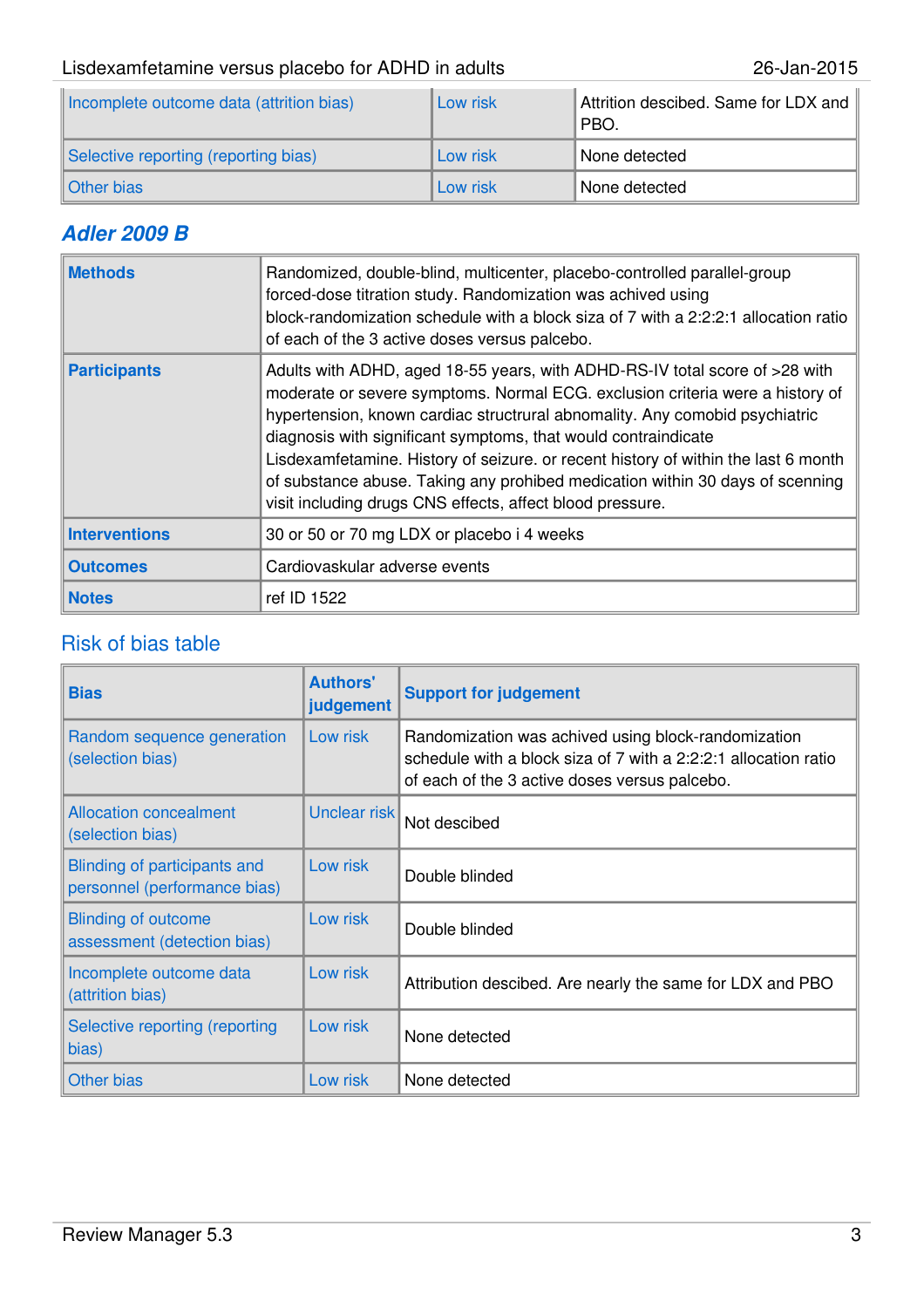| | | |
|---|---|---|
| Incomplete outcome data (attrition bias) | Low risk | Attrition descibed. Same for LDX and PBO. |
| Selective reporting (reporting bias) | Low risk | None detected |
| Other bias | Low risk | None detected |

## Adler 2009 B

| | |
|---|---|
| **Methods** | Randomized, double-blind, multicenter, placebo-controlled parallel-group forced-dose titration study. Randomization was achived using block-randomization schedule with a block siza of 7 with a 2:2:2:1 allocation ratio of each of the 3 active doses versus palcebo. |
| **Participants** | Adults with ADHD, aged 18-55 years, with ADHD-RS-IV total score of >28 with moderate or severe symptoms. Normal ECG. exclusion criteria were a history of hypertension, known cardiac structrural abnomality. Any comobid psychiatric diagnosis with significant symptoms, that would contraindicate Lisdexamfetamine. History of seizure. or recent history of within the last 6 month of substance abuse. Taking any prohibed medication within 30 days of scenning visit including drugs CNS effects, affect blood pressure. |
| **Interventions** | 30 or 50 or 70 mg LDX or placebo i 4 weeks |
| **Outcomes** | Cardiovaskular adverse events |
| **Notes** | ref ID 1522 |

### Risk of bias table

| Bias | Authors' judgement | Support for judgement |
|---|---|---|
| Random sequence generation (selection bias) | Low risk | Randomization was achived using block-randomization schedule with a block siza of 7 with a 2:2:2:1 allocation ratio of each of the 3 active doses versus palcebo. |
| Allocation concealment (selection bias) | Unclear risk | Not descibed |
| Blinding of participants and personnel (performance bias) | Low risk | Double blinded |
| Blinding of outcome assessment (detection bias) | Low risk | Double blinded |
| Incomplete outcome data (attrition bias) | Low risk | Attribution descibed. Are nearly the same for LDX and PBO |
| Selective reporting (reporting bias) | Low risk | None detected |
| Other bias | Low risk | None detected |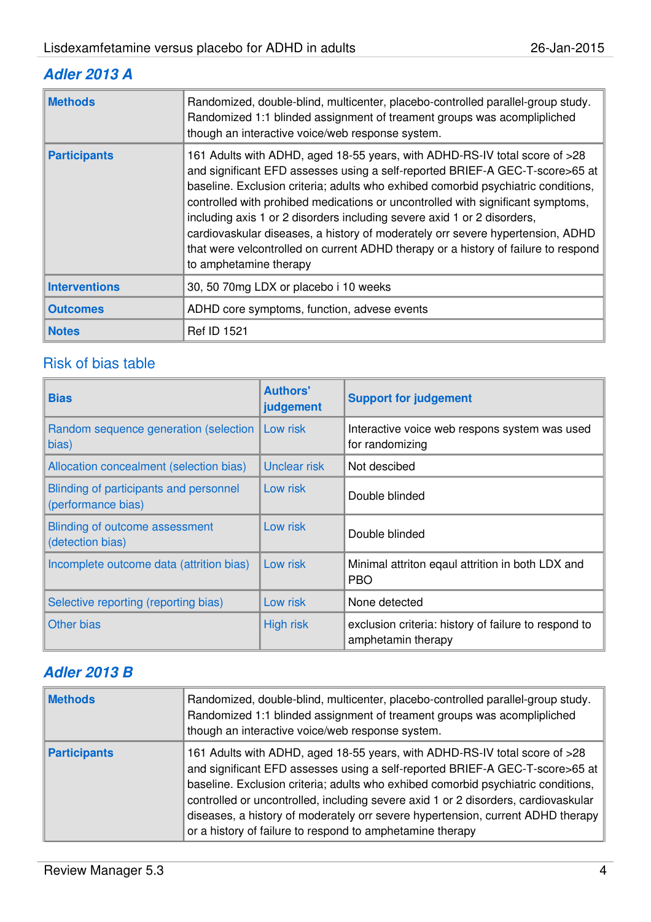## *Adler 2013 A*

| | |
|---|---|
| **Methods** | Randomized, double-blind, multicenter, placebo-controlled parallel-group study. Randomized 1:1 blinded assignment of treament groups was acompliplished though an interactive voice/web response system. |
| **Participants** | 161 Adults with ADHD, aged 18-55 years, with ADHD-RS-IV total score of >28 and significant EFD assesses using a self-reported BRIEF-A GEC-T-score>65 at baseline. Exclusion criteria; adults who exhibed comorbid psychiatric conditions, controlled with prohibed medications or uncontrolled with significant symptoms, including axis 1 or 2 disorders including severe axid 1 or 2 disorders, cardiovaskular diseases, a history of moderately orr severe hypertension, ADHD that were velcontrolled on current ADHD therapy or a history of failure to respond to amphetamine therapy |
| **Interventions** | 30, 50 70mg LDX or placebo i 10 weeks |
| **Outcomes** | ADHD core symptoms, function, advese events |
| **Notes** | Ref ID 1521 |

### Risk of bias table

| Bias | Authors' judgement | Support for judgement |
|---|---|---|
| Random sequence generation (selection bias) | Low risk | Interactive voice web respons system was used for randomizing |
| Allocation concealment (selection bias) | Unclear risk | Not descibed |
| Blinding of participants and personnel (performance bias) | Low risk | Double blinded |
| Blinding of outcome assessment (detection bias) | Low risk | Double blinded |
| Incomplete outcome data (attrition bias) | Low risk | Minimal attriton eqaul attrition in both LDX and PBO |
| Selective reporting (reporting bias) | Low risk | None detected |
| Other bias | High risk | exclusion criteria: history of failure to respond to amphetamin therapy |

## *Adler 2013 B*

| | |
|---|---|
| **Methods** | Randomized, double-blind, multicenter, placebo-controlled parallel-group study. Randomized 1:1 blinded assignment of treament groups was acompliplished though an interactive voice/web response system. |
| **Participants** | 161 Adults with ADHD, aged 18-55 years, with ADHD-RS-IV total score of >28 and significant EFD assesses using a self-reported BRIEF-A GEC-T-score>65 at baseline. Exclusion criteria; adults who exhibed comorbid psychiatric conditions, controlled or uncontrolled, including severe axid 1 or 2 disorders, cardiovaskular diseases, a history of moderately orr severe hypertension, current ADHD therapy or a history of failure to respond to amphetamine therapy |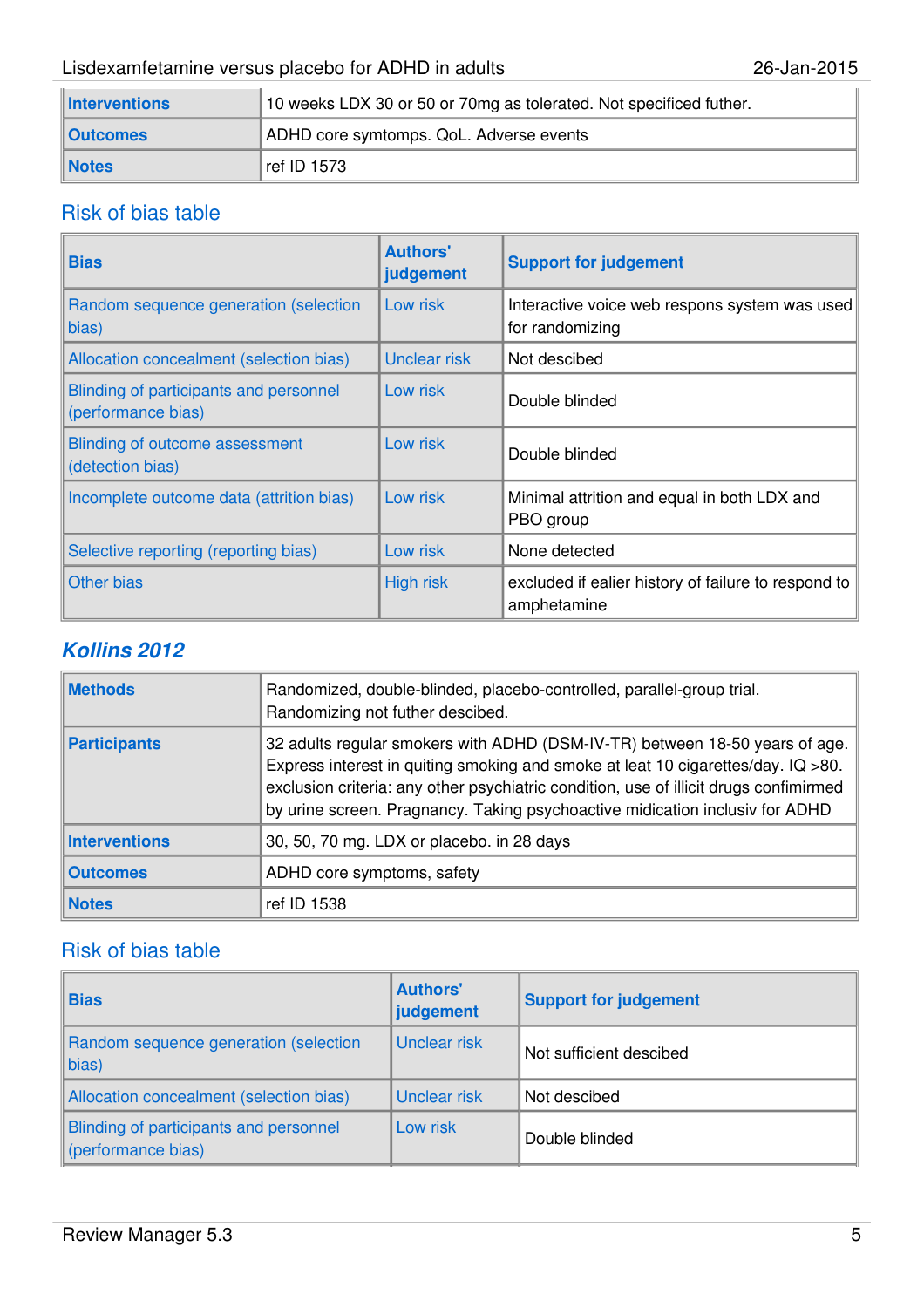| | |
|---|---|
| **Interventions** | 10 weeks LDX 30 or 50 or 70mg as tolerated. Not specificed futher. |
| **Outcomes** | ADHD core symtomps. QoL. Adverse events |
| **Notes** | ref ID 1573 |

## Risk of bias table

| Bias | Authors' judgement | Support for judgement |
|---|---|---|
| Random sequence generation (selection bias) | Low risk | Interactive voice web respons system was used for randomizing |
| Allocation concealment (selection bias) | Unclear risk | Not descibed |
| Blinding of participants and personnel (performance bias) | Low risk | Double blinded |
| Blinding of outcome assessment (detection bias) | Low risk | Double blinded |
| Incomplete outcome data (attrition bias) | Low risk | Minimal attrition and equal in both LDX and PBO group |
| Selective reporting (reporting bias) | Low risk | None detected |
| Other bias | High risk | excluded if ealier history of failure to respond to amphetamine |

## *Kollins 2012*

| | |
|---|---|
| **Methods** | Randomized, double-blinded, placebo-controlled, parallel-group trial. Randomizing not futher descibed. |
| **Participants** | 32 adults regular smokers with ADHD (DSM-IV-TR) between 18-50 years of age. Express interest in quiting smoking and smoke at leat 10 cigarettes/day. IQ >80. exclusion criteria: any other psychiatric condition, use of illicit drugs confimirmed by urine screen. Pragnancy. Taking psychoactive midication inclusiv for ADHD |
| **Interventions** | 30, 50, 70 mg. LDX or placebo. in 28 days |
| **Outcomes** | ADHD core symptoms, safety |
| **Notes** | ref ID 1538 |

## Risk of bias table

| Bias | Authors' judgement | Support for judgement |
|---|---|---|
| Random sequence generation (selection bias) | Unclear risk | Not sufficient descibed |
| Allocation concealment (selection bias) | Unclear risk | Not descibed |
| Blinding of participants and personnel (performance bias) | Low risk | Double blinded |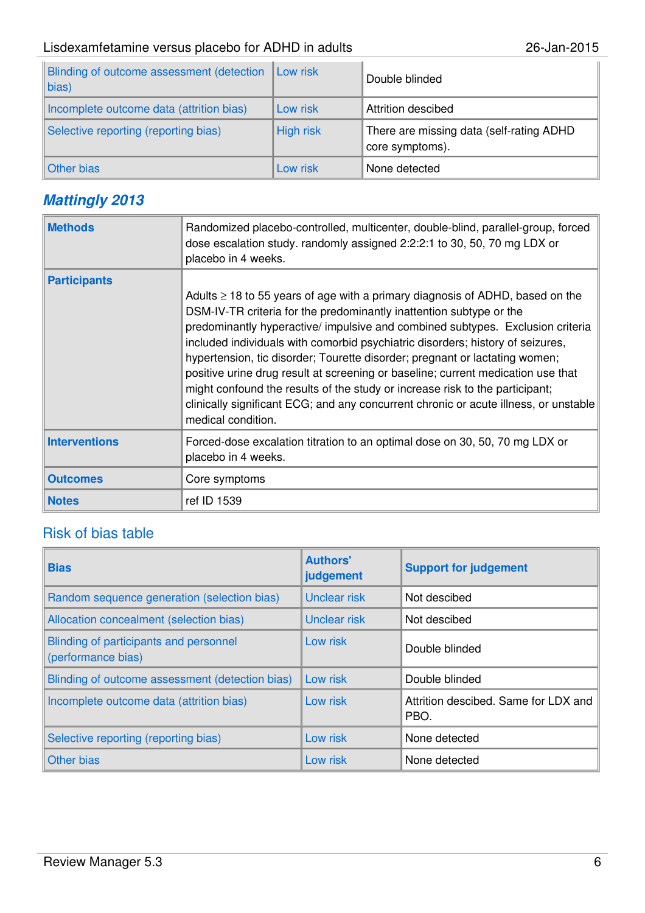| | | |
|---|---|---|
| Blinding of outcome assessment (detection bias) | Low risk | Double blinded |
| Incomplete outcome data (attrition bias) | Low risk | Attrition descibed |
| Selective reporting (reporting bias) | High risk | There are missing data (self-rating ADHD core symptoms). |
| Other bias | Low risk | None detected |

## *Mattingly 2013*

| | |
|---|---|
| **Methods** | Randomized placebo-controlled, multicenter, double-blind, parallel-group, forced dose escalation study. randomly assigned 2:2:2:1 to 30, 50, 70 mg LDX or placebo in 4 weeks. |
| **Participants** | Adults ≥ 18 to 55 years of age with a primary diagnosis of ADHD, based on the DSM-IV-TR criteria for the predominantly inattention subtype or the predominantly hyperactive/ impulsive and combined subtypes. Exclusion criteria included individuals with comorbid psychiatric disorders; history of seizures, hypertension, tic disorder; Tourette disorder; pregnant or lactating women; positive urine drug result at screening or baseline; current medication use that might confound the results of the study or increase risk to the participant; clinically significant ECG; and any concurrent chronic or acute illness, or unstable medical condition. |
| **Interventions** | Forced-dose excalation titration to an optimal dose on 30, 50, 70 mg LDX or placebo in 4 weeks. |
| **Outcomes** | Core symptoms |
| **Notes** | ref ID 1539 |

### Risk of bias table

| Bias | Authors' judgement | Support for judgement |
|---|---|---|
| Random sequence generation (selection bias) | Unclear risk | Not descibed |
| Allocation concealment (selection bias) | Unclear risk | Not descibed |
| Blinding of participants and personnel (performance bias) | Low risk | Double blinded |
| Blinding of outcome assessment (detection bias) | Low risk | Double blinded |
| Incomplete outcome data (attrition bias) | Low risk | Attrition descibed. Same for LDX and PBO. |
| Selective reporting (reporting bias) | Low risk | None detected |
| Other bias | Low risk | None detected |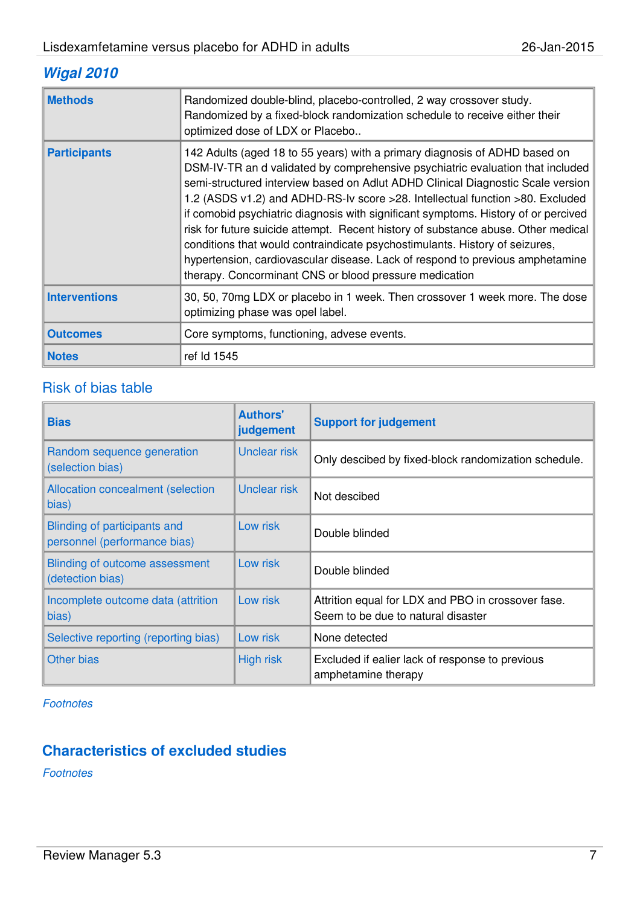## Wigal 2010

| | |
|---|---|
| **Methods** | Randomized double-blind, placebo-controlled, 2 way crossover study. Randomized by a fixed-block randomization schedule to receive either their optimized dose of LDX or Placebo.. |
| **Participants** | 142 Adults (aged 18 to 55 years) with a primary diagnosis of ADHD based on DSM-IV-TR an d validated by comprehensive psychiatric evaluation that included semi-structured interview based on Adlut ADHD Clinical Diagnostic Scale version 1.2 (ASDS v1.2) and ADHD-RS-Iv score >28. Intellectual function >80. Excluded if comobid psychiatric diagnosis with significant symptoms. History of or percived risk for future suicide attempt. Recent history of substance abuse. Other medical conditions that would contraindicate psychostimulants. History of seizures, hypertension, cardiovascular disease. Lack of respond to previous amphetamine therapy. Concorminant CNS or blood pressure medication |
| **Interventions** | 30, 50, 70mg LDX or placebo in 1 week. Then crossover 1 week more. The dose optimizing phase was opel label. |
| **Outcomes** | Core symptoms, functioning, advese events. |
| **Notes** | ref Id 1545 |

### Risk of bias table

| Bias | Authors' judgement | Support for judgement |
|---|---|---|
| Random sequence generation (selection bias) | Unclear risk | Only descibed by fixed-block randomization schedule. |
| Allocation concealment (selection bias) | Unclear risk | Not descibed |
| Blinding of participants and personnel (performance bias) | Low risk | Double blinded |
| Blinding of outcome assessment (detection bias) | Low risk | Double blinded |
| Incomplete outcome data (attrition bias) | Low risk | Attrition equal for LDX and PBO in crossover fase. Seem to be due to natural disaster |
| Selective reporting (reporting bias) | Low risk | None detected |
| Other bias | High risk | Excluded if ealier lack of response to previous amphetamine therapy |

*Footnotes*

## Characteristics of excluded studies

*Footnotes*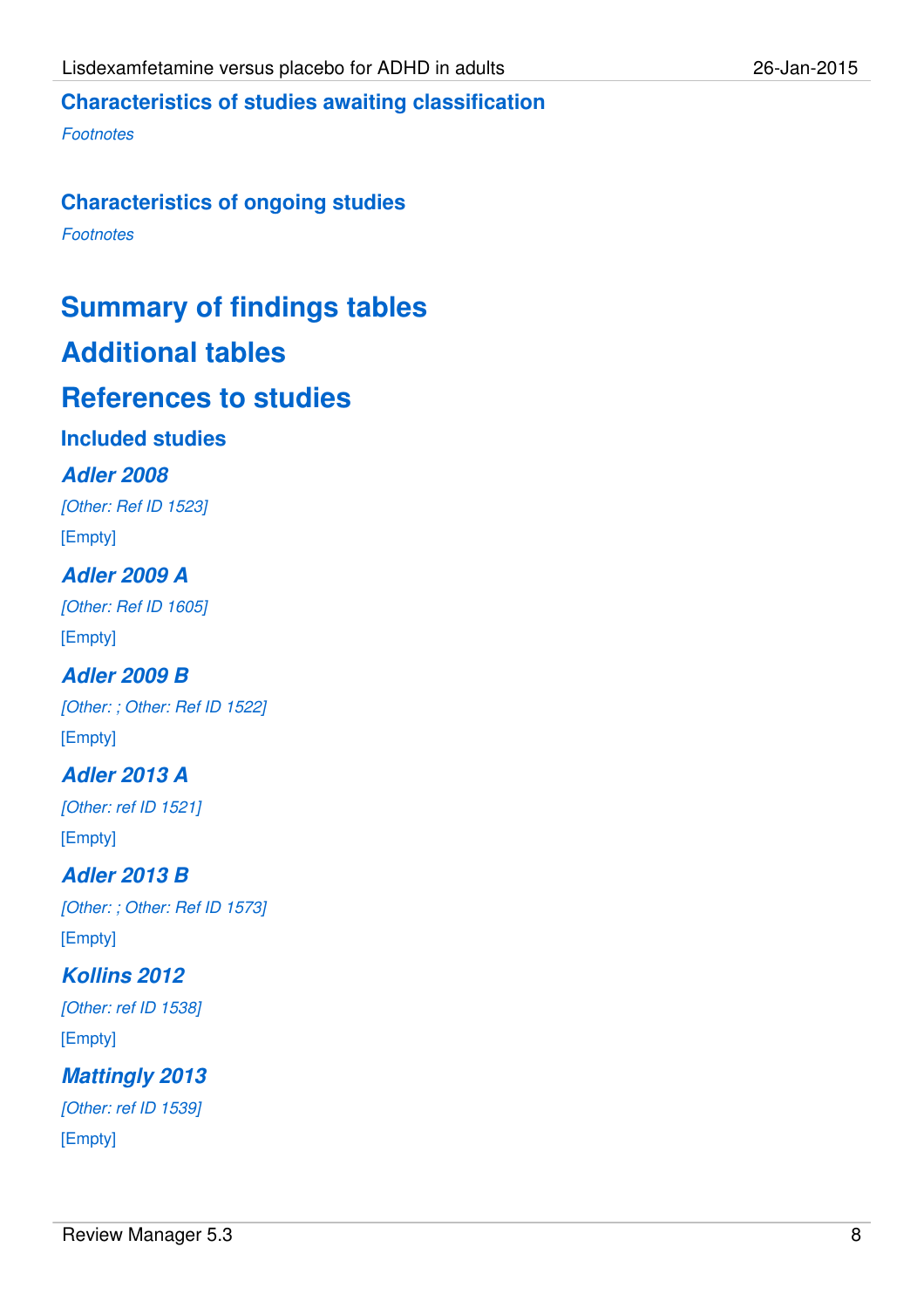### Characteristics of studies awaiting classification

*Footnotes*

### Characteristics of ongoing studies

*Footnotes*

# Summary of findings tables

# Additional tables

# References to studies

### Included studies

#### *Adler 2008*

*[Other: Ref ID 1523]*

[Empty]

#### *Adler 2009 A*

*[Other: Ref ID 1605]*

[Empty]

#### *Adler 2009 B*

*[Other: ; Other: Ref ID 1522]*

[Empty]

#### *Adler 2013 A*

*[Other: ref ID 1521]*

[Empty]

#### *Adler 2013 B*

*[Other: ; Other: Ref ID 1573]*

[Empty]

#### *Kollins 2012*

*[Other: ref ID 1538]*

[Empty]

#### *Mattingly 2013*

*[Other: ref ID 1539]*

[Empty]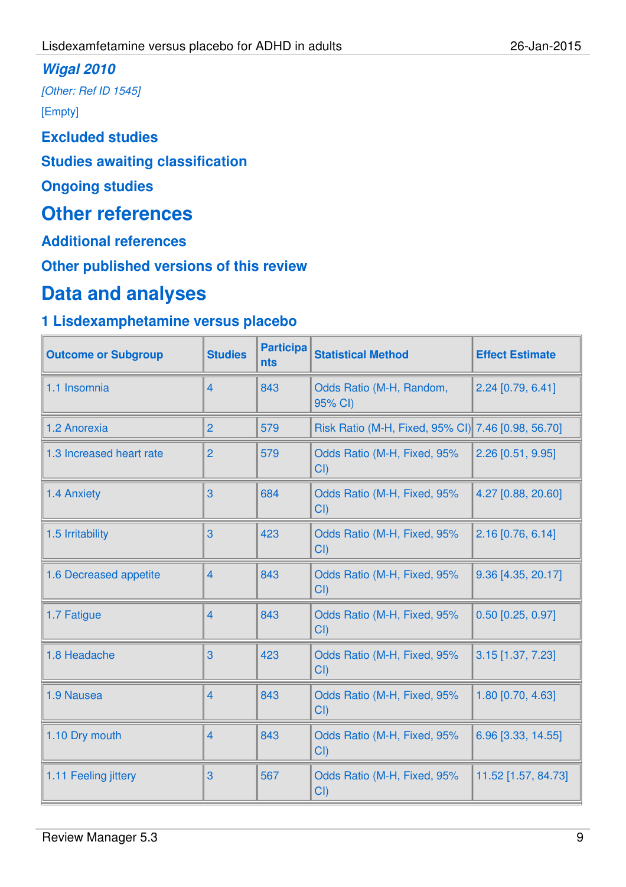### *Wigal 2010*

*[Other: Ref ID 1545]*

[Empty]

### Excluded studies

### Studies awaiting classification

### Ongoing studies

## Other references

### Additional references

### Other published versions of this review

## Data and analyses

### 1 Lisdexamphetamine versus placebo

| Outcome or Subgroup | Studies | Participants | Statistical Method | Effect Estimate |
|---|---|---|---|---|
| 1.1 Insomnia | 4 | 843 | Odds Ratio (M-H, Random, 95% CI) | 2.24 [0.79, 6.41] |
| 1.2 Anorexia | 2 | 579 | Risk Ratio (M-H, Fixed, 95% CI) | 7.46 [0.98, 56.70] |
| 1.3 Increased heart rate | 2 | 579 | Odds Ratio (M-H, Fixed, 95% CI) | 2.26 [0.51, 9.95] |
| 1.4 Anxiety | 3 | 684 | Odds Ratio (M-H, Fixed, 95% CI) | 4.27 [0.88, 20.60] |
| 1.5 Irritability | 3 | 423 | Odds Ratio (M-H, Fixed, 95% CI) | 2.16 [0.76, 6.14] |
| 1.6 Decreased appetite | 4 | 843 | Odds Ratio (M-H, Fixed, 95% CI) | 9.36 [4.35, 20.17] |
| 1.7 Fatigue | 4 | 843 | Odds Ratio (M-H, Fixed, 95% CI) | 0.50 [0.25, 0.97] |
| 1.8 Headache | 3 | 423 | Odds Ratio (M-H, Fixed, 95% CI) | 3.15 [1.37, 7.23] |
| 1.9 Nausea | 4 | 843 | Odds Ratio (M-H, Fixed, 95% CI) | 1.80 [0.70, 4.63] |
| 1.10 Dry mouth | 4 | 843 | Odds Ratio (M-H, Fixed, 95% CI) | 6.96 [3.33, 14.55] |
| 1.11 Feeling jittery | 3 | 567 | Odds Ratio (M-H, Fixed, 95% CI) | 11.52 [1.57, 84.73] |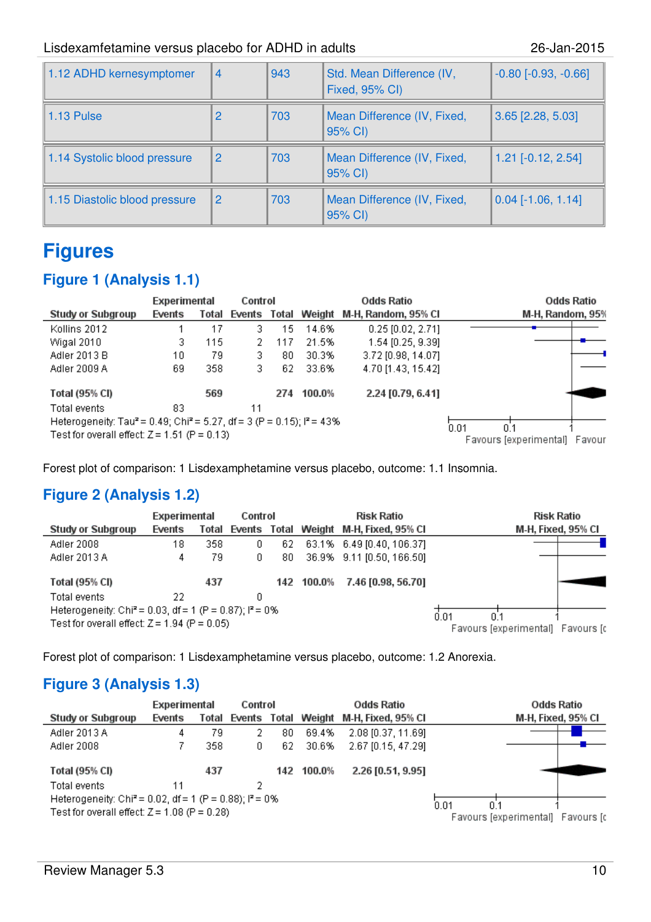| | | | | |
|---|---|---|---|---|
| 1.12 ADHD kernesymptomer | 4 | 943 | Std. Mean Difference (IV, Fixed, 95% CI) | -0.80 [-0.93, -0.66] |
| 1.13 Pulse | 2 | 703 | Mean Difference (IV, Fixed, 95% CI) | 3.65 [2.28, 5.03] |
| 1.14 Systolic blood pressure | 2 | 703 | Mean Difference (IV, Fixed, 95% CI) | 1.21 [-0.12, 2.54] |
| 1.15 Diastolic blood pressure | 2 | 703 | Mean Difference (IV, Fixed, 95% CI) | 0.04 [-1.06, 1.14] |

# Figures

## Figure 1 (Analysis 1.1)

Experimental Control Odds Ratio Odds Ratio

Study or Subgroup Events Total Events Total Weight M-H, Random, 95% CI M-H, Random, 95%

Kollins 2012 1 17 3 15 14.6% 0.25 [0.02, 2.71]

Wigal 2010 3 115 2 117 21.5% 1.54 [0.25, 9.39]

Adler 2013 B 10 79 3 80 30.3% 3.72 [0.98, 14.07]

Adler 2009 A 69 358 3 62 33.6% 4.70 [1.43, 15.42]

Total (95% CI) 569 274 100.0% 2.24 [0.79, 6.41]

Total events 83 11

Heterogeneity: Tau² = 0.49; Chi² = 5.27, df = 3 (P = 0.15); I² = 43%

Test for overall effect: Z = 1.51 (P = 0.13)

0.01 0.1 1

Favours [experimental] Favour

Forest plot of comparison: 1 Lisdexamphetamine versus placebo, outcome: 1.1 Insomnia.

## Figure 2 (Analysis 1.2)

Experimental Control Risk Ratio Risk Ratio

Study or Subgroup Events Total Events Total Weight M-H, Fixed, 95% CI M-H, Fixed, 95% CI

Adler 2008 18 358 0 62 63.1% 6.49 [0.40, 106.37]

Adler 2013 A 4 79 0 80 36.9% 9.11 [0.50, 166.50]

Total (95% CI) 437 142 100.0% 7.46 [0.98, 56.70]

Total events 22 0

Heterogeneity: Chi² = 0.03, df = 1 (P = 0.87); I² = 0%

Test for overall effect: Z = 1.94 (P = 0.05)

0.01 0.1 1

Favours [experimental] Favours [c

Forest plot of comparison: 1 Lisdexamphetamine versus placebo, outcome: 1.2 Anorexia.

## Figure 3 (Analysis 1.3)

Experimental Control Odds Ratio Odds Ratio

Study or Subgroup Events Total Events Total Weight M-H, Fixed, 95% CI M-H, Fixed, 95% CI

Adler 2013 A 4 79 2 80 69.4% 2.08 [0.37, 11.69]

Adler 2008 7 358 0 62 30.6% 2.67 [0.15, 47.29]

Total (95% CI) 437 142 100.0% 2.26 [0.51, 9.95]

Total events 11 2

Heterogeneity: Chi² = 0.02, df = 1 (P = 0.88); I² = 0%

Test for overall effect: Z = 1.08 (P = 0.28)

0.01 0.1 1

Favours [experimental] Favours [c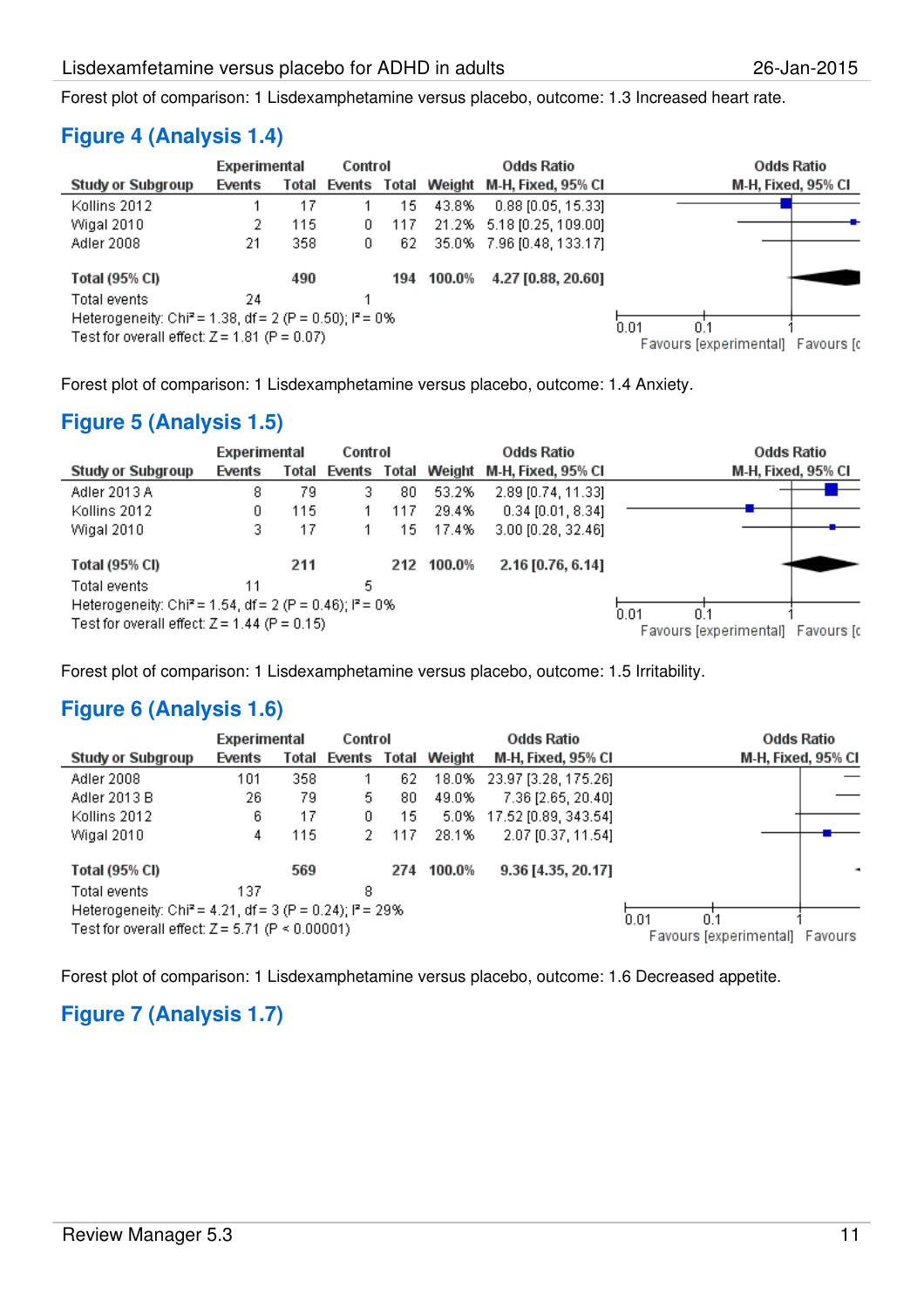Forest plot of comparison: 1 Lisdexamphetamine versus placebo, outcome: 1.3 Increased heart rate.

## Figure 4 (Analysis 1.4)

| Study or Subgroup | Experimental Events | Experimental Total | Control Events | Control Total | Weight | Odds Ratio M-H, Fixed, 95% CI |
| --- | --- | --- | --- | --- | --- | --- |
| Kollins 2012 | 1 | 17 | 1 | 15 | 43.8% | 0.88 [0.05, 15.33] |
| Wigal 2010 | 2 | 115 | 0 | 117 | 21.2% | 5.18 [0.25, 109.00] |
| Adler 2008 | 21 | 358 | 0 | 62 | 35.0% | 7.96 [0.48, 133.17] |
| **Total (95% CI)** | | **490** | | **194** | **100.0%** | **4.27 [0.88, 20.60]** |
| Total events | 24 | | 1 | | | |

Heterogeneity: Chi² = 1.38, df = 2 (P = 0.50); I² = 0%

Test for overall effect: Z = 1.81 (P = 0.07)

Odds Ratio
M-H, Fixed, 95% CI
0.01 0.1 1
Favours [experimental] Favours [c

Forest plot of comparison: 1 Lisdexamphetamine versus placebo, outcome: 1.4 Anxiety.

## Figure 5 (Analysis 1.5)

| Study or Subgroup | Experimental Events | Experimental Total | Control Events | Control Total | Weight | Odds Ratio M-H, Fixed, 95% CI |
| --- | --- | --- | --- | --- | --- | --- |
| Adler 2013 A | 8 | 79 | 3 | 80 | 53.2% | 2.89 [0.74, 11.33] |
| Kollins 2012 | 0 | 115 | 1 | 117 | 29.4% | 0.34 [0.01, 8.34] |
| Wigal 2010 | 3 | 17 | 1 | 15 | 17.4% | 3.00 [0.28, 32.46] |
| **Total (95% CI)** | | **211** | | **212** | **100.0%** | **2.16 [0.76, 6.14]** |
| Total events | 11 | | 5 | | | |

Heterogeneity: Chi² = 1.54, df = 2 (P = 0.46); I² = 0%

Test for overall effect: Z = 1.44 (P = 0.15)

Odds Ratio
M-H, Fixed, 95% CI
0.01 0.1 1
Favours [experimental] Favours [c

Forest plot of comparison: 1 Lisdexamphetamine versus placebo, outcome: 1.5 Irritability.

## Figure 6 (Analysis 1.6)

| Study or Subgroup | Experimental Events | Experimental Total | Control Events | Control Total | Weight | Odds Ratio M-H, Fixed, 95% CI |
| --- | --- | --- | --- | --- | --- | --- |
| Adler 2008 | 101 | 358 | 1 | 62 | 18.0% | 23.97 [3.28, 175.26] |
| Adler 2013 B | 26 | 79 | 5 | 80 | 49.0% | 7.36 [2.65, 20.40] |
| Kollins 2012 | 6 | 17 | 0 | 15 | 5.0% | 17.52 [0.89, 343.54] |
| Wigal 2010 | 4 | 115 | 2 | 117 | 28.1% | 2.07 [0.37, 11.54] |
| **Total (95% CI)** | | **569** | | **274** | **100.0%** | **9.36 [4.35, 20.17]** |
| Total events | 137 | | 8 | | | |

Heterogeneity: Chi² = 4.21, df = 3 (P = 0.24); I² = 29%

Test for overall effect: Z = 5.71 (P < 0.00001)

Odds Ratio
M-H, Fixed, 95% CI
0.01 0.1 1
Favours [experimental] Favours

Forest plot of comparison: 1 Lisdexamphetamine versus placebo, outcome: 1.6 Decreased appetite.

## Figure 7 (Analysis 1.7)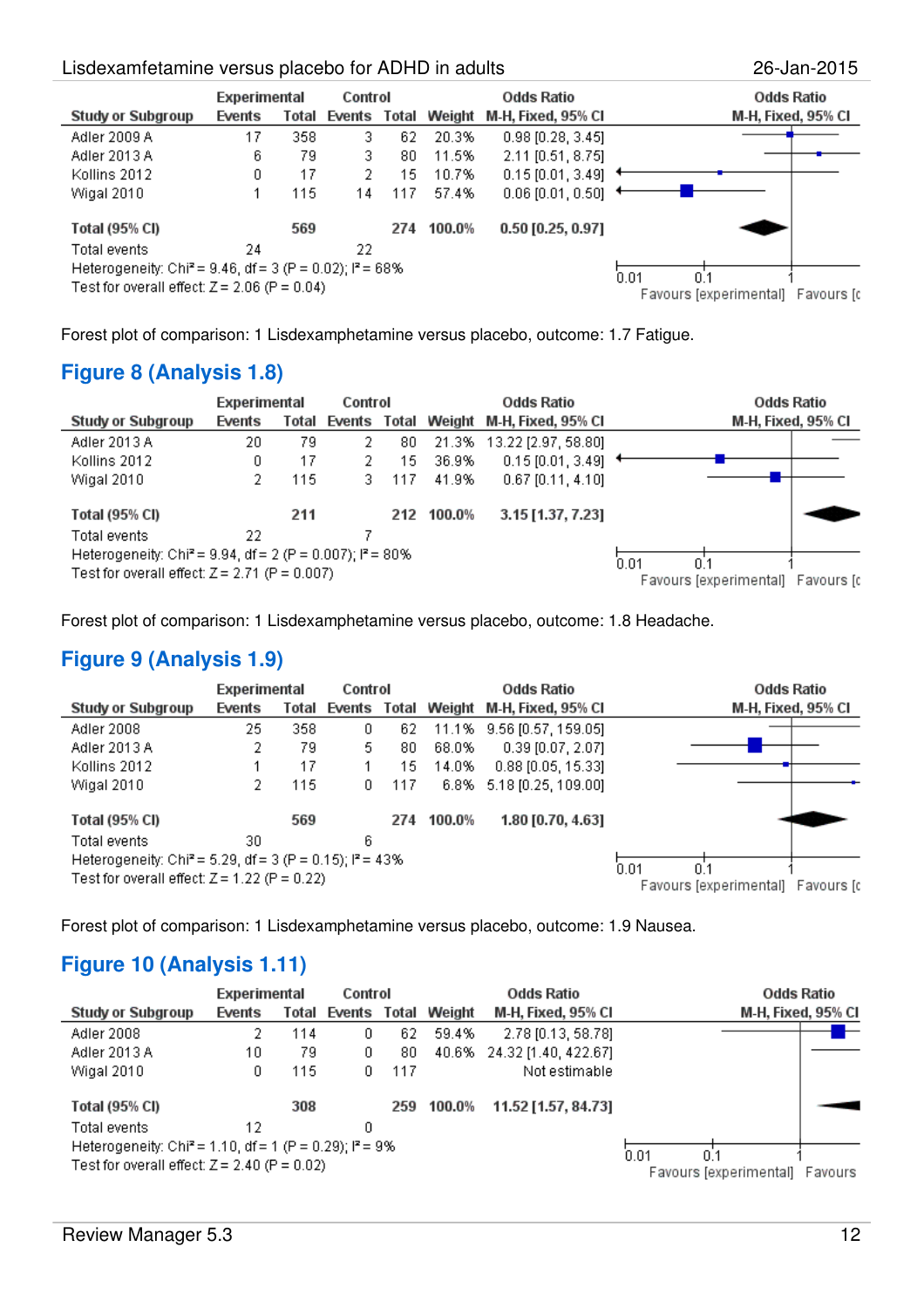| Study or Subgroup | Experimental Events | Experimental Total | Control Events | Control Total | Weight | Odds Ratio M-H, Fixed, 95% CI |
|---|---|---|---|---|---|---|
| Adler 2009 A | 17 | 358 | 3 | 62 | 20.3% | 0.98 [0.28, 3.45] |
| Adler 2013 A | 6 | 79 | 3 | 80 | 11.5% | 2.11 [0.51, 8.75] |
| Kollins 2012 | 0 | 17 | 2 | 15 | 10.7% | 0.15 [0.01, 3.49] |
| Wigal 2010 | 1 | 115 | 14 | 117 | 57.4% | 0.06 [0.01, 0.50] |
| **Total (95% CI)** | | **569** | | **274** | **100.0%** | **0.50 [0.25, 0.97]** |
| Total events | 24 | | 22 | | | |

Heterogeneity: Chi² = 9.46, df = 3 (P = 0.02); I² = 68%
Test for overall effect: Z = 2.06 (P = 0.04)

Odds Ratio M-H, Fixed, 95% CI
0.01 0.1 1
Favours [experimental] Favours [c

Forest plot of comparison: 1 Lisdexamphetamine versus placebo, outcome: 1.7 Fatigue.

## Figure 8 (Analysis 1.8)

| Study or Subgroup | Experimental Events | Experimental Total | Control Events | Control Total | Weight | Odds Ratio M-H, Fixed, 95% CI |
|---|---|---|---|---|---|---|
| Adler 2013 A | 20 | 79 | 2 | 80 | 21.3% | 13.22 [2.97, 58.80] |
| Kollins 2012 | 0 | 17 | 2 | 15 | 36.9% | 0.15 [0.01, 3.49] |
| Wigal 2010 | 2 | 115 | 3 | 117 | 41.9% | 0.67 [0.11, 4.10] |
| **Total (95% CI)** | | **211** | | **212** | **100.0%** | **3.15 [1.37, 7.23]** |
| Total events | 22 | | 7 | | | |

Heterogeneity: Chi² = 9.94, df = 2 (P = 0.007); I² = 80%
Test for overall effect: Z = 2.71 (P = 0.007)

Odds Ratio M-H, Fixed, 95% CI
0.01 0.1 1
Favours [experimental] Favours [c

Forest plot of comparison: 1 Lisdexamphetamine versus placebo, outcome: 1.8 Headache.

## Figure 9 (Analysis 1.9)

| Study or Subgroup | Experimental Events | Experimental Total | Control Events | Control Total | Weight | Odds Ratio M-H, Fixed, 95% CI |
|---|---|---|---|---|---|---|
| Adler 2008 | 25 | 358 | 0 | 62 | 11.1% | 9.56 [0.57, 159.05] |
| Adler 2013 A | 2 | 79 | 5 | 80 | 68.0% | 0.39 [0.07, 2.07] |
| Kollins 2012 | 1 | 17 | 1 | 15 | 14.0% | 0.88 [0.05, 15.33] |
| Wigal 2010 | 2 | 115 | 0 | 117 | 6.8% | 5.18 [0.25, 109.00] |
| **Total (95% CI)** | | **569** | | **274** | **100.0%** | **1.80 [0.70, 4.63]** |
| Total events | 30 | | 6 | | | |

Heterogeneity: Chi² = 5.29, df = 3 (P = 0.15); I² = 43%
Test for overall effect: Z = 1.22 (P = 0.22)

Odds Ratio M-H, Fixed, 95% CI
0.01 0.1 1
Favours [experimental] Favours [c

Forest plot of comparison: 1 Lisdexamphetamine versus placebo, outcome: 1.9 Nausea.

## Figure 10 (Analysis 1.11)

| Study or Subgroup | Experimental Events | Experimental Total | Control Events | Control Total | Weight | Odds Ratio M-H, Fixed, 95% CI |
|---|---|---|---|---|---|---|
| Adler 2008 | 2 | 114 | 0 | 62 | 59.4% | 2.78 [0.13, 58.78] |
| Adler 2013 A | 10 | 79 | 0 | 80 | 40.6% | 24.32 [1.40, 422.67] |
| Wigal 2010 | 0 | 115 | 0 | 117 | | Not estimable |
| **Total (95% CI)** | | **308** | | **259** | **100.0%** | **11.52 [1.57, 84.73]** |
| Total events | 12 | | 0 | | | |

Heterogeneity: Chi² = 1.10, df = 1 (P = 0.29); I² = 9%
Test for overall effect: Z = 2.40 (P = 0.02)

Odds Ratio M-H, Fixed, 95% CI
0.01 0.1 1
Favours [experimental] Favours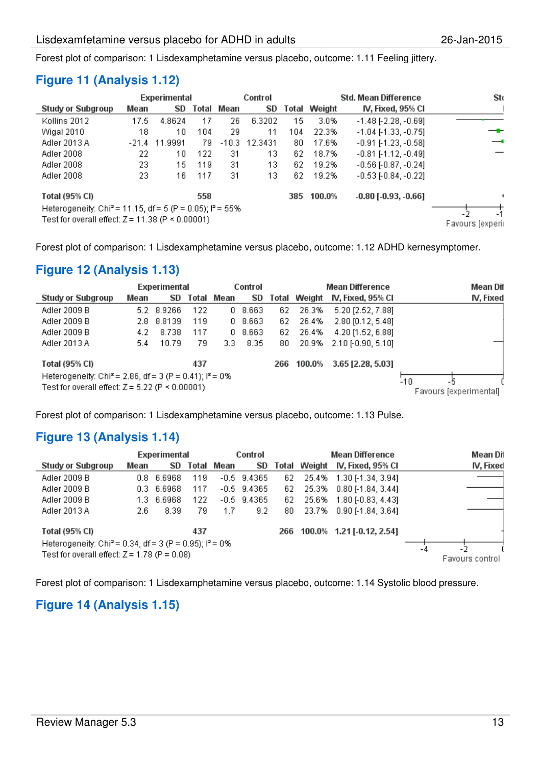Forest plot of comparison: 1 Lisdexamphetamine versus placebo, outcome: 1.11 Feeling jittery.

## Figure 11 (Analysis 1.12)

| Study or Subgroup | Experimental Mean | Experimental SD | Experimental Total | Control Mean | Control SD | Control Total | Weight | Std. Mean Difference IV, Fixed, 95% CI |
|---|---|---|---|---|---|---|---|---|
| Kollins 2012 | 17.5 | 4.8624 | 17 | 26 | 6.3202 | 15 | 3.0% | -1.48 [-2.28, -0.69] |
| Wigal 2010 | 18 | 10 | 104 | 29 | 11 | 104 | 22.3% | -1.04 [-1.33, -0.75] |
| Adler 2013 A | -21.4 | 11.9991 | 79 | -10.3 | 12.3431 | 80 | 17.6% | -0.91 [-1.23, -0.58] |
| Adler 2008 | 22 | 10 | 122 | 31 | 13 | 62 | 18.7% | -0.81 [-1.12, -0.49] |
| Adler 2008 | 23 | 15 | 119 | 31 | 13 | 62 | 19.2% | -0.56 [-0.87, -0.24] |
| Adler 2008 | 23 | 16 | 117 | 31 | 13 | 62 | 19.2% | -0.53 [-0.84, -0.22] |
| **Total (95% CI)** | | | **558** | | | **385** | **100.0%** | **-0.80 [-0.93, -0.66]** |

Heterogeneity: Chi² = 11.15, df = 5 (P = 0.05); I² = 55%
Test for overall effect: Z = 11.38 (P < 0.00001)

Std
-2
-1
Favours [experi

Forest plot of comparison: 1 Lisdexamphetamine versus placebo, outcome: 1.12 ADHD kernesymptomer.

## Figure 12 (Analysis 1.13)

| Study or Subgroup | Experimental Mean | Experimental SD | Experimental Total | Control Mean | Control SD | Control Total | Weight | Mean Difference IV, Fixed, 95% CI |
|---|---|---|---|---|---|---|---|---|
| Adler 2009 B | 5.2 | 8.9266 | 122 | 0 | 8.663 | 62 | 26.3% | 5.20 [2.52, 7.88] |
| Adler 2009 B | 2.8 | 8.8139 | 119 | 0 | 8.663 | 62 | 26.4% | 2.80 [0.12, 5.48] |
| Adler 2009 B | 4.2 | 8.738 | 117 | 0 | 8.663 | 62 | 26.4% | 4.20 [1.52, 6.88] |
| Adler 2013 A | 5.4 | 10.79 | 79 | 3.3 | 8.35 | 80 | 20.9% | 2.10 [-0.90, 5.10] |
| **Total (95% CI)** | | | **437** | | | **266** | **100.0%** | **3.65 [2.28, 5.03]** |

Heterogeneity: Chi² = 2.86, df = 3 (P = 0.41); I² = 0%
Test for overall effect: Z = 5.22 (P < 0.00001)

Mean Dif
IV, Fixed
-10
-5
0
Favours [experimental]

Forest plot of comparison: 1 Lisdexamphetamine versus placebo, outcome: 1.13 Pulse.

## Figure 13 (Analysis 1.14)

| Study or Subgroup | Experimental Mean | Experimental SD | Experimental Total | Control Mean | Control SD | Control Total | Weight | Mean Difference IV, Fixed, 95% CI |
|---|---|---|---|---|---|---|---|---|
| Adler 2009 B | 0.8 | 6.6968 | 119 | -0.5 | 9.4365 | 62 | 25.4% | 1.30 [-1.34, 3.94] |
| Adler 2009 B | 0.3 | 6.6968 | 117 | -0.5 | 9.4365 | 62 | 25.3% | 0.80 [-1.84, 3.44] |
| Adler 2009 B | 1.3 | 6.6968 | 122 | -0.5 | 9.4365 | 62 | 25.6% | 1.80 [-0.83, 4.43] |
| Adler 2013 A | 2.6 | 8.39 | 79 | 1.7 | 9.2 | 80 | 23.7% | 0.90 [-1.84, 3.64] |
| **Total (95% CI)** | | | **437** | | | **266** | **100.0%** | **1.21 [-0.12, 2.54]** |

Heterogeneity: Chi² = 0.34, df = 3 (P = 0.95); I² = 0%
Test for overall effect: Z = 1.78 (P = 0.08)

Mean Dif
IV, Fixed
-4
-2
0
Favours control

Forest plot of comparison: 1 Lisdexamphetamine versus placebo, outcome: 1.14 Systolic blood pressure.

## Figure 14 (Analysis 1.15)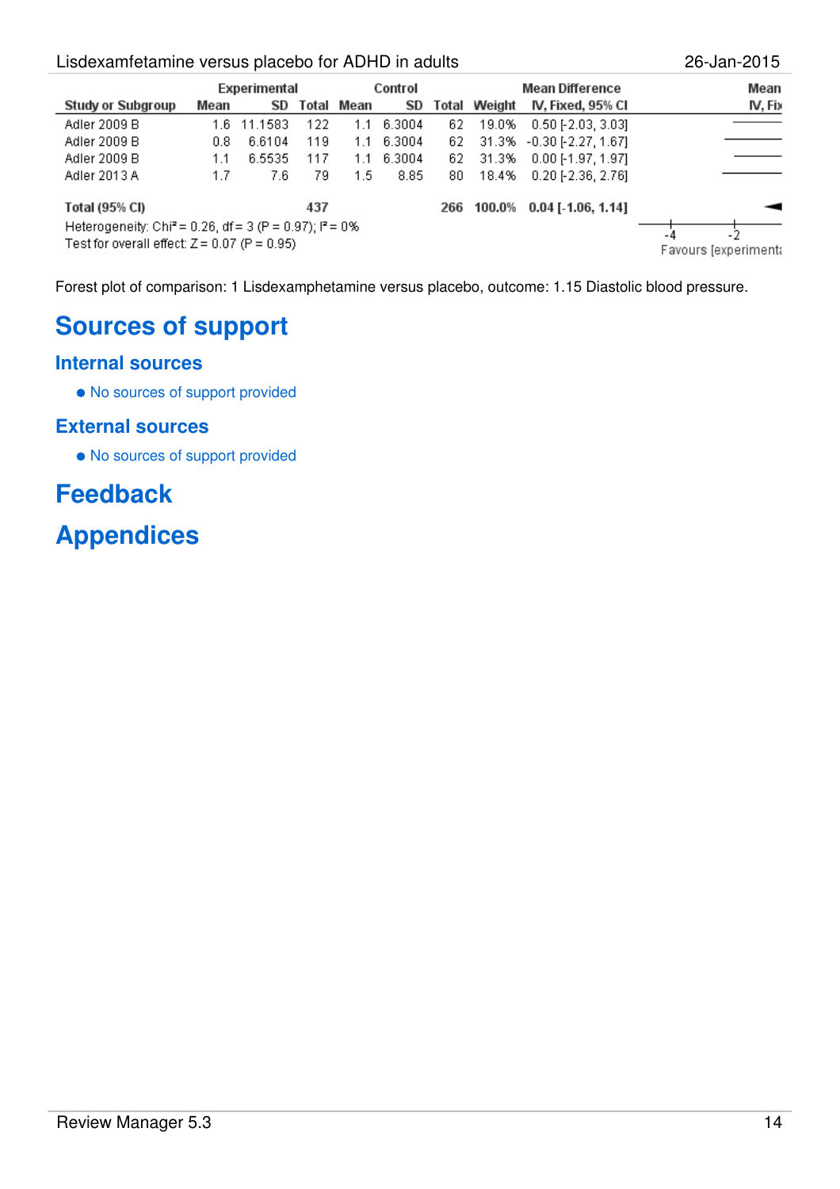| Study or Subgroup | Experimental Mean | Experimental SD | Experimental Total | Control Mean | Control SD | Control Total | Weight | Mean Difference IV, Fixed, 95% CI |
|---|---|---|---|---|---|---|---|---|
| Adler 2009 B | 1.6 | 11.1583 | 122 | 1.1 | 6.3004 | 62 | 19.0% | 0.50 [-2.03, 3.03] |
| Adler 2009 B | 0.8 | 6.6104 | 119 | 1.1 | 6.3004 | 62 | 31.3% | -0.30 [-2.27, 1.67] |
| Adler 2009 B | 1.1 | 6.5535 | 117 | 1.1 | 6.3004 | 62 | 31.3% | 0.00 [-1.97, 1.97] |
| Adler 2013 A | 1.7 | 7.6 | 79 | 1.5 | 8.85 | 80 | 18.4% | 0.20 [-2.36, 2.76] |
| **Total (95% CI)** | | | **437** | | | **266** | **100.0%** | **0.04 [-1.06, 1.14]** |

Heterogeneity: Chi² = 0.26, df = 3 (P = 0.97); I² = 0%

Test for overall effect: Z = 0.07 (P = 0.95)

Mean
IV, Fix

-4
-2

Favours [experimenta

Forest plot of comparison: 1 Lisdexamphetamine versus placebo, outcome: 1.15 Diastolic blood pressure.

# Sources of support

## Internal sources

- No sources of support provided

## External sources

- No sources of support provided

# Feedback

# Appendices